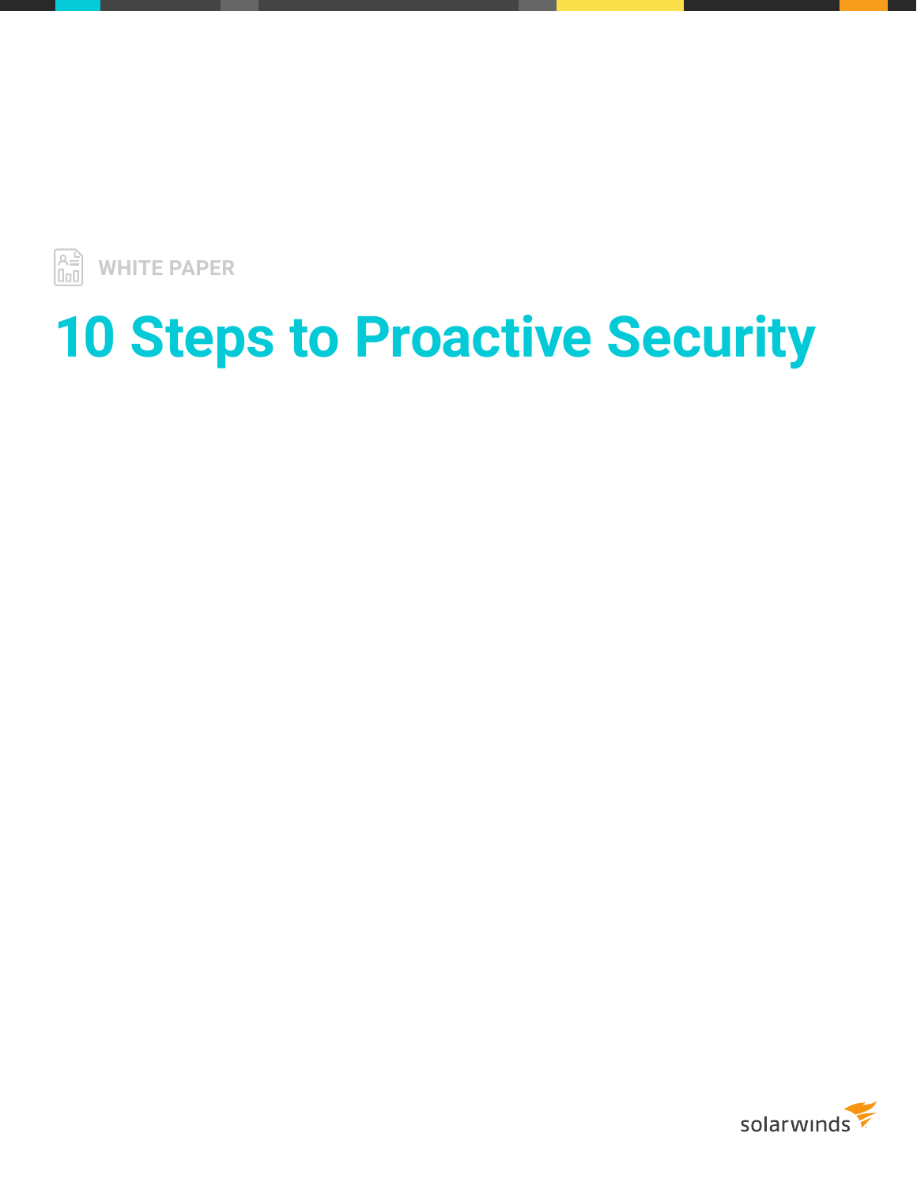WHITE PAPER

# 10 Steps to Proactive Security

solarwinds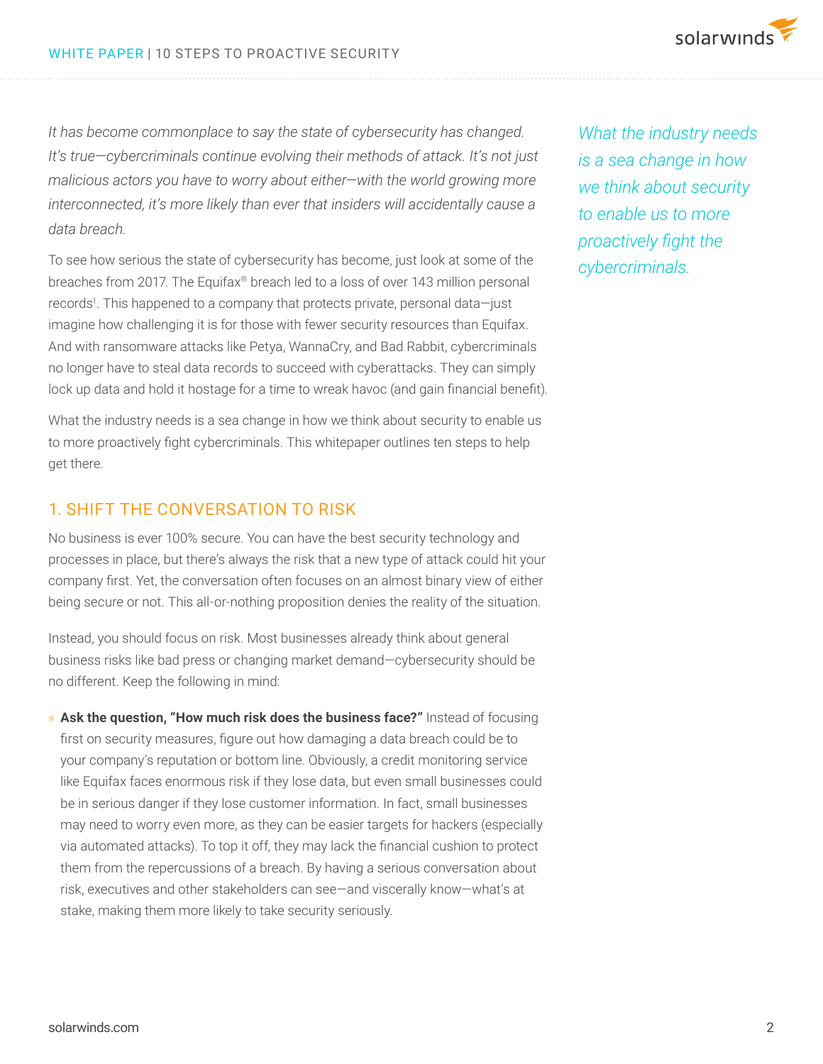*It has become commonplace to say the state of cybersecurity has changed. It's true—cybercriminals continue evolving their methods of attack. It's not just malicious actors you have to worry about either—with the world growing more interconnected, it's more likely than ever that insiders will accidentally cause a data breach.*

To see how serious the state of cybersecurity has become, just look at some of the breaches from 2017. The Equifax® breach led to a loss of over 143 million personal records[1]. This happened to a company that protects private, personal data—just imagine how challenging it is for those with fewer security resources than Equifax. And with ransomware attacks like Petya, WannaCry, and Bad Rabbit, cybercriminals no longer have to steal data records to succeed with cyberattacks. They can simply lock up data and hold it hostage for a time to wreak havoc (and gain financial benefit).

What the industry needs is a sea change in how we think about security to enable us to more proactively fight cybercriminals. This whitepaper outlines ten steps to help get there.

*What the industry needs is a sea change in how we think about security to enable us to more proactively fight the cybercriminals.*

## 1. SHIFT THE CONVERSATION TO RISK

No business is ever 100% secure. You can have the best security technology and processes in place, but there's always the risk that a new type of attack could hit your company first. Yet, the conversation often focuses on an almost binary view of either being secure or not. This all-or-nothing proposition denies the reality of the situation.

Instead, you should focus on risk. Most businesses already think about general business risks like bad press or changing market demand—cybersecurity should be no different. Keep the following in mind:

- **Ask the question, "How much risk does the business face?"** Instead of focusing first on security measures, figure out how damaging a data breach could be to your company's reputation or bottom line. Obviously, a credit monitoring service like Equifax faces enormous risk if they lose data, but even small businesses could be in serious danger if they lose customer information. In fact, small businesses may need to worry even more, as they can be easier targets for hackers (especially via automated attacks). To top it off, they may lack the financial cushion to protect them from the repercussions of a breach. By having a serious conversation about risk, executives and other stakeholders can see—and viscerally know—what's at stake, making them more likely to take security seriously.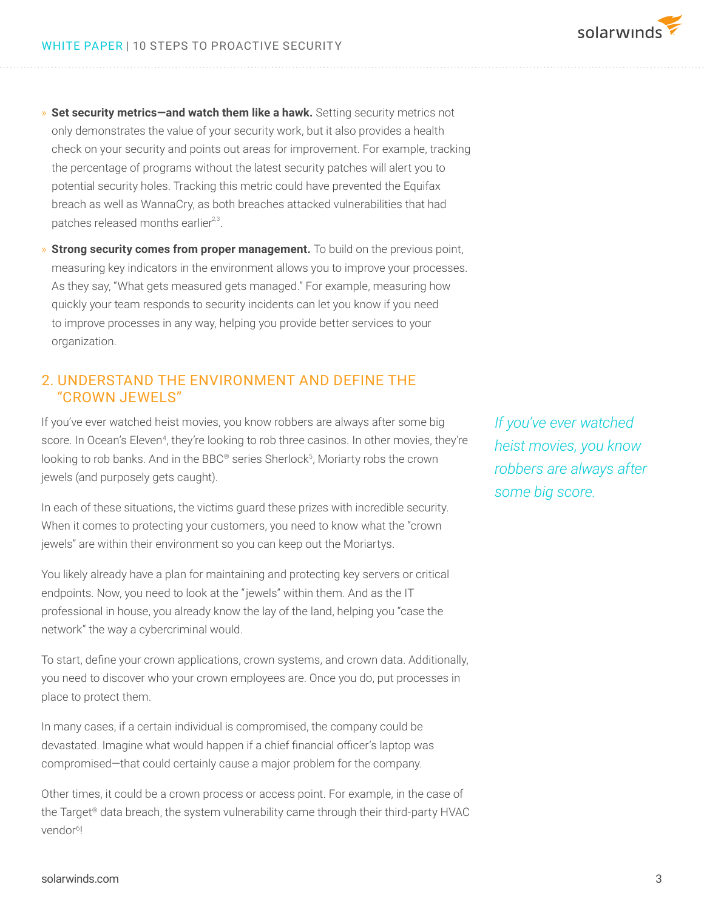- **Set security metrics—and watch them like a hawk.** Setting security metrics not only demonstrates the value of your security work, but it also provides a health check on your security and points out areas for improvement. For example, tracking the percentage of programs without the latest security patches will alert you to potential security holes. Tracking this metric could have prevented the Equifax breach as well as WannaCry, as both breaches attacked vulnerabilities that had patches released months earlier[2,3].
- **Strong security comes from proper management.** To build on the previous point, measuring key indicators in the environment allows you to improve your processes. As they say, "What gets measured gets managed." For example, measuring how quickly your team responds to security incidents can let you know if you need to improve processes in any way, helping you provide better services to your organization.

## 2. UNDERSTAND THE ENVIRONMENT AND DEFINE THE "CROWN JEWELS"

If you've ever watched heist movies, you know robbers are always after some big score. In Ocean's Eleven[4], they're looking to rob three casinos. In other movies, they're looking to rob banks. And in the BBC® series Sherlock[5], Moriarty robs the crown jewels (and purposely gets caught).

*If you've ever watched heist movies, you know robbers are always after some big score.*

In each of these situations, the victims guard these prizes with incredible security. When it comes to protecting your customers, you need to know what the "crown jewels" are within their environment so you can keep out the Moriartys.

You likely already have a plan for maintaining and protecting key servers or critical endpoints. Now, you need to look at the "jewels" within them. And as the IT professional in house, you already know the lay of the land, helping you "case the network" the way a cybercriminal would.

To start, define your crown applications, crown systems, and crown data. Additionally, you need to discover who your crown employees are. Once you do, put processes in place to protect them.

In many cases, if a certain individual is compromised, the company could be devastated. Imagine what would happen if a chief financial officer's laptop was compromised—that could certainly cause a major problem for the company.

Other times, it could be a crown process or access point. For example, in the case of the Target® data breach, the system vulnerability came through their third-party HVAC vendor[6]!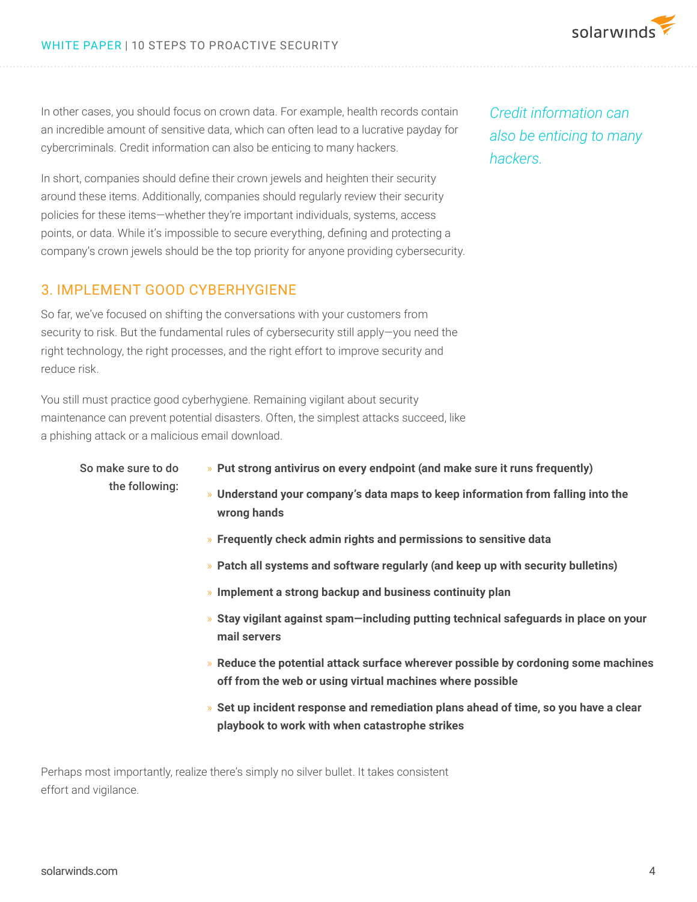In other cases, you should focus on crown data. For example, health records contain an incredible amount of sensitive data, which can often lead to a lucrative payday for cybercriminals. Credit information can also be enticing to many hackers.

*Credit information can also be enticing to many hackers.*

In short, companies should define their crown jewels and heighten their security around these items. Additionally, companies should regularly review their security policies for these items—whether they're important individuals, systems, access points, or data. While it's impossible to secure everything, defining and protecting a company's crown jewels should be the top priority for anyone providing cybersecurity.

## 3. IMPLEMENT GOOD CYBERHYGIENE

So far, we've focused on shifting the conversations with your customers from security to risk. But the fundamental rules of cybersecurity still apply—you need the right technology, the right processes, and the right effort to improve security and reduce risk.

You still must practice good cyberhygiene. Remaining vigilant about security maintenance can prevent potential disasters. Often, the simplest attacks succeed, like a phishing attack or a malicious email download.

So make sure to do the following:

- **Put strong antivirus on every endpoint (and make sure it runs frequently)**
- **Understand your company's data maps to keep information from falling into the wrong hands**
- **Frequently check admin rights and permissions to sensitive data**
- **Patch all systems and software regularly (and keep up with security bulletins)**
- **Implement a strong backup and business continuity plan**
- **Stay vigilant against spam—including putting technical safeguards in place on your mail servers**
- **Reduce the potential attack surface wherever possible by cordoning some machines off from the web or using virtual machines where possible**
- **Set up incident response and remediation plans ahead of time, so you have a clear playbook to work with when catastrophe strikes**

Perhaps most importantly, realize there's simply no silver bullet. It takes consistent effort and vigilance.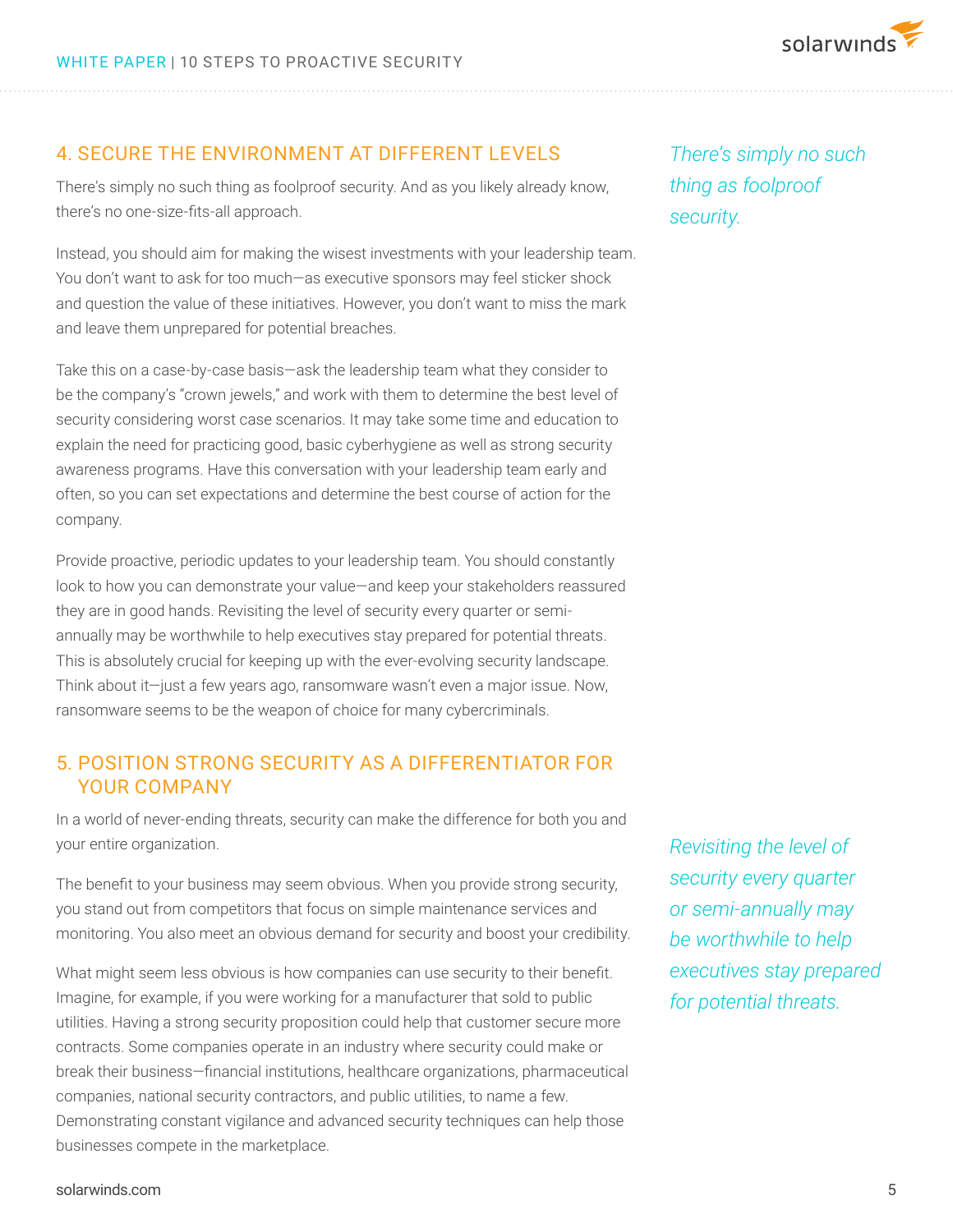## 4. SECURE THE ENVIRONMENT AT DIFFERENT LEVELS

There's simply no such thing as foolproof security. And as you likely already know, there's no one-size-fits-all approach.

*There's simply no such thing as foolproof security.*

Instead, you should aim for making the wisest investments with your leadership team. You don't want to ask for too much—as executive sponsors may feel sticker shock and question the value of these initiatives. However, you don't want to miss the mark and leave them unprepared for potential breaches.

Take this on a case-by-case basis—ask the leadership team what they consider to be the company's "crown jewels," and work with them to determine the best level of security considering worst case scenarios. It may take some time and education to explain the need for practicing good, basic cyberhygiene as well as strong security awareness programs. Have this conversation with your leadership team early and often, so you can set expectations and determine the best course of action for the company.

Provide proactive, periodic updates to your leadership team. You should constantly look to how you can demonstrate your value—and keep your stakeholders reassured they are in good hands. Revisiting the level of security every quarter or semi-annually may be worthwhile to help executives stay prepared for potential threats. This is absolutely crucial for keeping up with the ever-evolving security landscape. Think about it—just a few years ago, ransomware wasn't even a major issue. Now, ransomware seems to be the weapon of choice for many cybercriminals.

## 5. POSITION STRONG SECURITY AS A DIFFERENTIATOR FOR YOUR COMPANY

In a world of never-ending threats, security can make the difference for both you and your entire organization.

*Revisiting the level of security every quarter or semi-annually may be worthwhile to help executives stay prepared for potential threats.*

The benefit to your business may seem obvious. When you provide strong security, you stand out from competitors that focus on simple maintenance services and monitoring. You also meet an obvious demand for security and boost your credibility.

What might seem less obvious is how companies can use security to their benefit. Imagine, for example, if you were working for a manufacturer that sold to public utilities. Having a strong security proposition could help that customer secure more contracts. Some companies operate in an industry where security could make or break their business—financial institutions, healthcare organizations, pharmaceutical companies, national security contractors, and public utilities, to name a few. Demonstrating constant vigilance and advanced security techniques can help those businesses compete in the marketplace.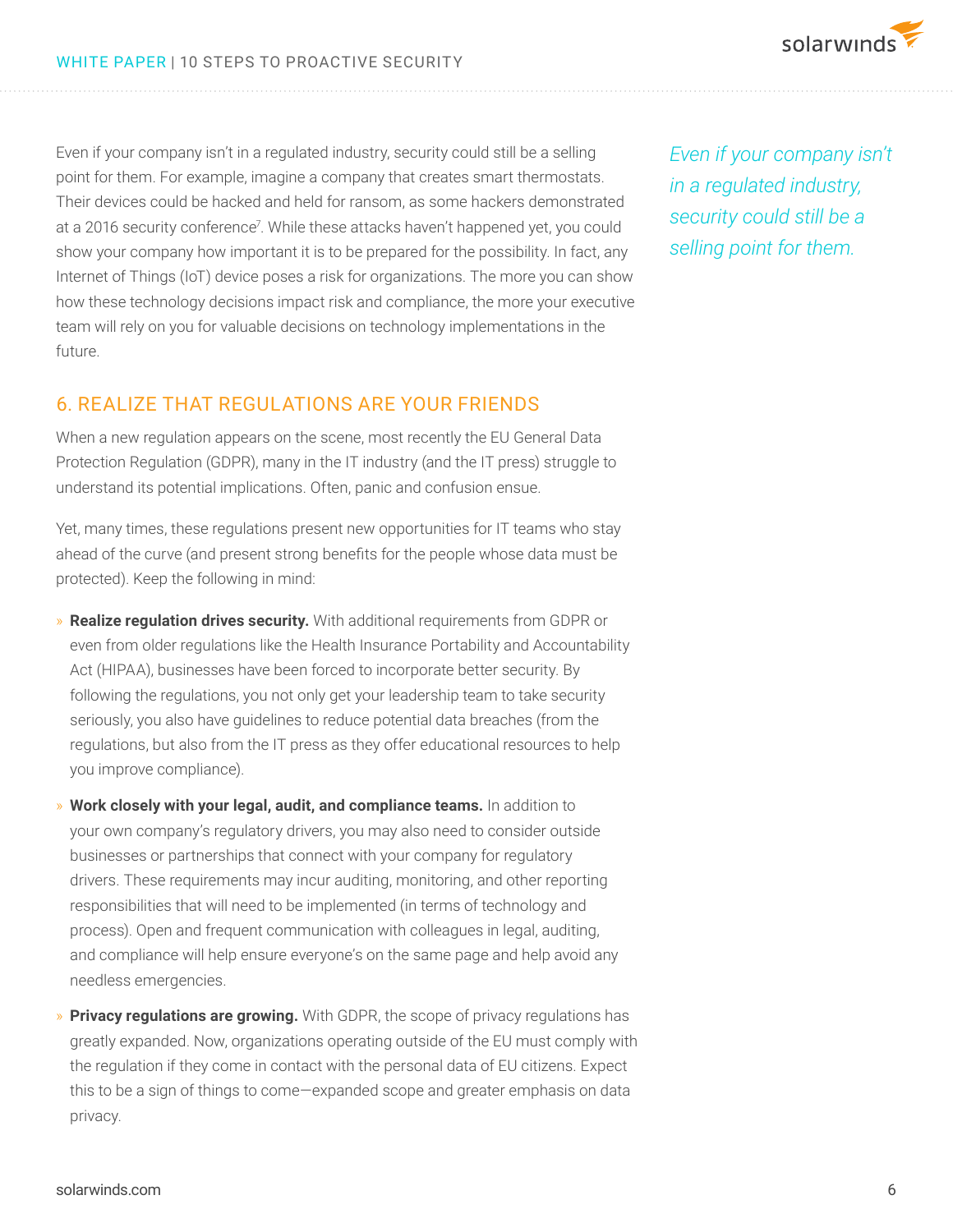Even if your company isn't in a regulated industry, security could still be a selling point for them. For example, imagine a company that creates smart thermostats. Their devices could be hacked and held for ransom, as some hackers demonstrated at a 2016 security conference[7]. While these attacks haven't happened yet, you could show your company how important it is to be prepared for the possibility. In fact, any Internet of Things (IoT) device poses a risk for organizations. The more you can show how these technology decisions impact risk and compliance, the more your executive team will rely on you for valuable decisions on technology implementations in the future.

*Even if your company isn't in a regulated industry, security could still be a selling point for them.*

## 6. REALIZE THAT REGULATIONS ARE YOUR FRIENDS

When a new regulation appears on the scene, most recently the EU General Data Protection Regulation (GDPR), many in the IT industry (and the IT press) struggle to understand its potential implications. Often, panic and confusion ensue.

Yet, many times, these regulations present new opportunities for IT teams who stay ahead of the curve (and present strong benefits for the people whose data must be protected). Keep the following in mind:

- **Realize regulation drives security.** With additional requirements from GDPR or even from older regulations like the Health Insurance Portability and Accountability Act (HIPAA), businesses have been forced to incorporate better security. By following the regulations, you not only get your leadership team to take security seriously, you also have guidelines to reduce potential data breaches (from the regulations, but also from the IT press as they offer educational resources to help you improve compliance).
- **Work closely with your legal, audit, and compliance teams.** In addition to your own company's regulatory drivers, you may also need to consider outside businesses or partnerships that connect with your company for regulatory drivers. These requirements may incur auditing, monitoring, and other reporting responsibilities that will need to be implemented (in terms of technology and process). Open and frequent communication with colleagues in legal, auditing, and compliance will help ensure everyone's on the same page and help avoid any needless emergencies.
- **Privacy regulations are growing.** With GDPR, the scope of privacy regulations has greatly expanded. Now, organizations operating outside of the EU must comply with the regulation if they come in contact with the personal data of EU citizens. Expect this to be a sign of things to come—expanded scope and greater emphasis on data privacy.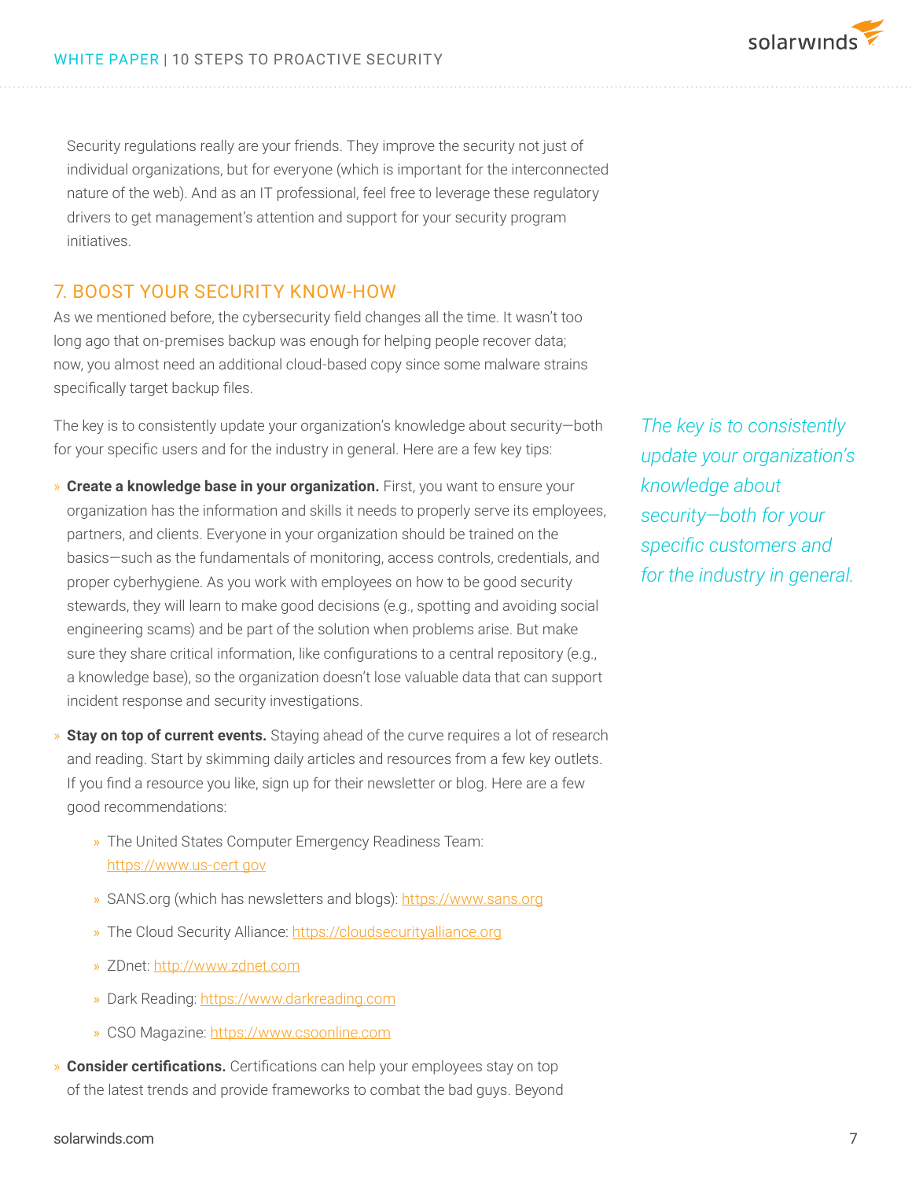Security regulations really are your friends. They improve the security not just of individual organizations, but for everyone (which is important for the interconnected nature of the web). And as an IT professional, feel free to leverage these regulatory drivers to get management's attention and support for your security program initiatives.

## 7. BOOST YOUR SECURITY KNOW-HOW

As we mentioned before, the cybersecurity field changes all the time. It wasn't too long ago that on-premises backup was enough for helping people recover data; now, you almost need an additional cloud-based copy since some malware strains specifically target backup files.

The key is to consistently update your organization's knowledge about security—both for your specific users and for the industry in general. Here are a few key tips:

*The key is to consistently update your organization's knowledge about security—both for your specific customers and for the industry in general.*

- **Create a knowledge base in your organization.** First, you want to ensure your organization has the information and skills it needs to properly serve its employees, partners, and clients. Everyone in your organization should be trained on the basics—such as the fundamentals of monitoring, access controls, credentials, and proper cyberhygiene. As you work with employees on how to be good security stewards, they will learn to make good decisions (e.g., spotting and avoiding social engineering scams) and be part of the solution when problems arise. But make sure they share critical information, like configurations to a central repository (e.g., a knowledge base), so the organization doesn't lose valuable data that can support incident response and security investigations.
- **Stay on top of current events.** Staying ahead of the curve requires a lot of research and reading. Start by skimming daily articles and resources from a few key outlets. If you find a resource you like, sign up for their newsletter or blog. Here are a few good recommendations:
  - The United States Computer Emergency Readiness Team: https://www.us-cert.gov
  - SANS.org (which has newsletters and blogs): https://www.sans.org
  - The Cloud Security Alliance: https://cloudsecurityalliance.org
  - ZDnet: http://www.zdnet.com
  - Dark Reading: https://www.darkreading.com
  - CSO Magazine: https://www.csoonline.com
- **Consider certifications.** Certifications can help your employees stay on top of the latest trends and provide frameworks to combat the bad guys. Beyond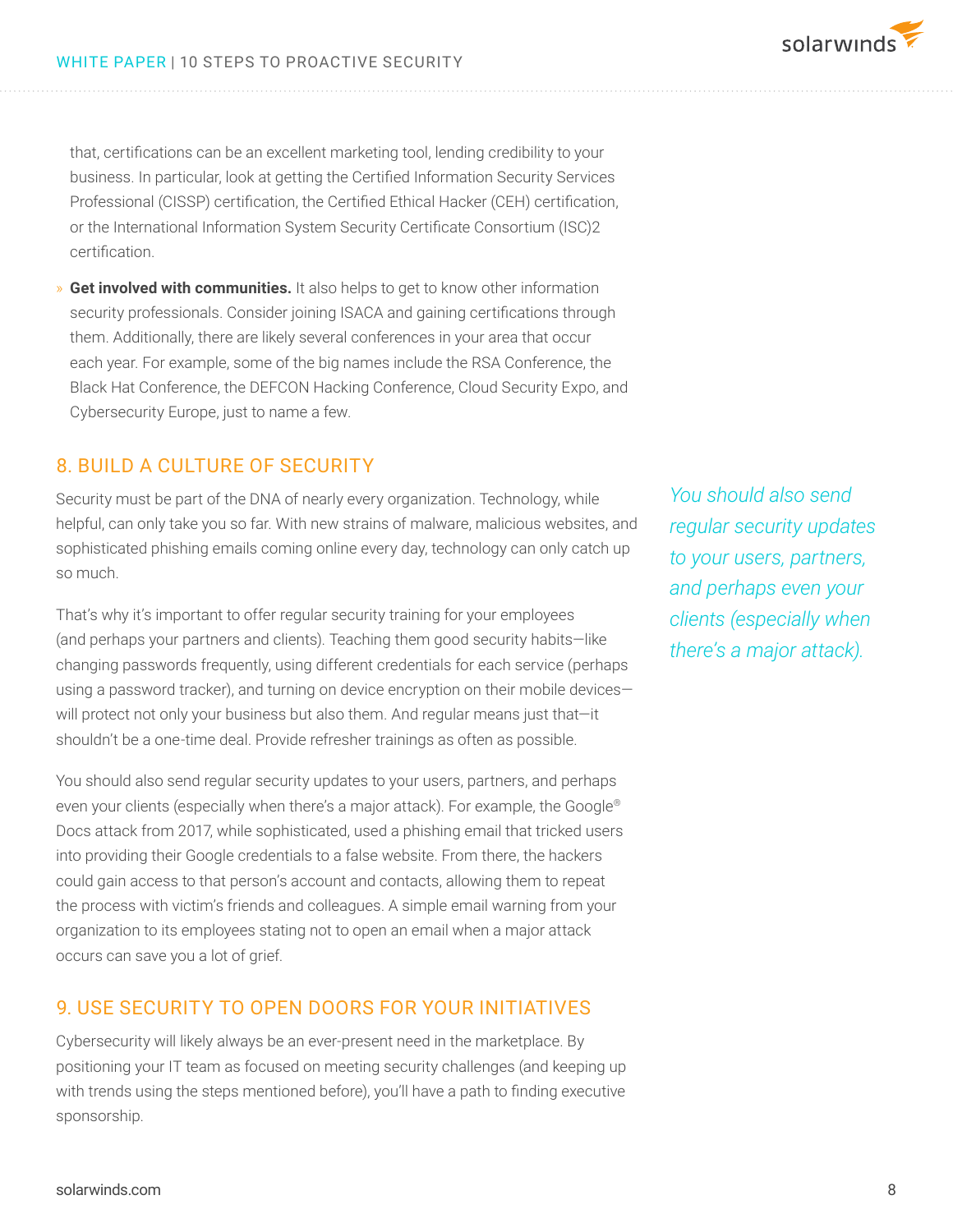that, certifications can be an excellent marketing tool, lending credibility to your business. In particular, look at getting the Certified Information Security Services Professional (CISSP) certification, the Certified Ethical Hacker (CEH) certification, or the International Information System Security Certificate Consortium (ISC)2 certification.

- **Get involved with communities.** It also helps to get to know other information security professionals. Consider joining ISACA and gaining certifications through them. Additionally, there are likely several conferences in your area that occur each year. For example, some of the big names include the RSA Conference, the Black Hat Conference, the DEFCON Hacking Conference, Cloud Security Expo, and Cybersecurity Europe, just to name a few.

## 8. BUILD A CULTURE OF SECURITY

Security must be part of the DNA of nearly every organization. Technology, while helpful, can only take you so far. With new strains of malware, malicious websites, and sophisticated phishing emails coming online every day, technology can only catch up so much.

That's why it's important to offer regular security training for your employees (and perhaps your partners and clients). Teaching them good security habits—like changing passwords frequently, using different credentials for each service (perhaps using a password tracker), and turning on device encryption on their mobile devices—will protect not only your business but also them. And regular means just that—it shouldn't be a one-time deal. Provide refresher trainings as often as possible.

*You should also send regular security updates to your users, partners, and perhaps even your clients (especially when there's a major attack).*

You should also send regular security updates to your users, partners, and perhaps even your clients (especially when there's a major attack). For example, the Google® Docs attack from 2017, while sophisticated, used a phishing email that tricked users into providing their Google credentials to a false website. From there, the hackers could gain access to that person's account and contacts, allowing them to repeat the process with victim's friends and colleagues. A simple email warning from your organization to its employees stating not to open an email when a major attack occurs can save you a lot of grief.

## 9. USE SECURITY TO OPEN DOORS FOR YOUR INITIATIVES

Cybersecurity will likely always be an ever-present need in the marketplace. By positioning your IT team as focused on meeting security challenges (and keeping up with trends using the steps mentioned before), you'll have a path to finding executive sponsorship.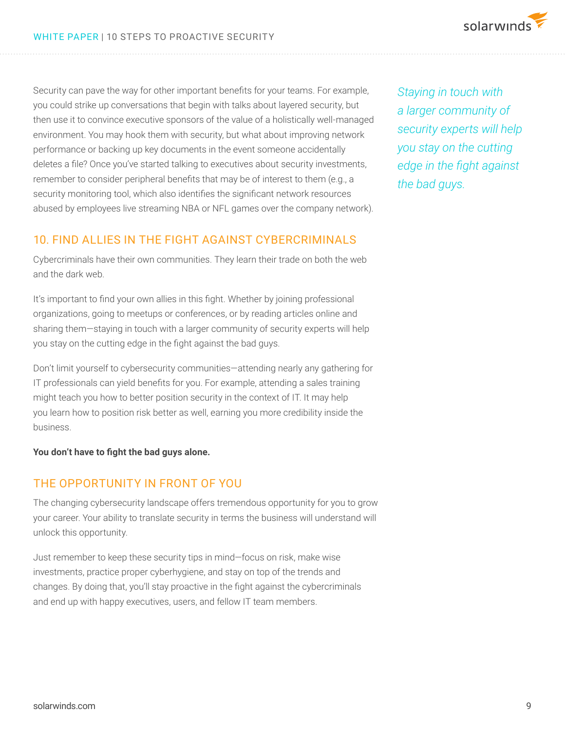Security can pave the way for other important benefits for your teams. For example, you could strike up conversations that begin with talks about layered security, but then use it to convince executive sponsors of the value of a holistically well-managed environment. You may hook them with security, but what about improving network performance or backing up key documents in the event someone accidentally deletes a file? Once you've started talking to executives about security investments, remember to consider peripheral benefits that may be of interest to them (e.g., a security monitoring tool, which also identifies the significant network resources abused by employees live streaming NBA or NFL games over the company network).

*Staying in touch with a larger community of security experts will help you stay on the cutting edge in the fight against the bad guys.*

## 10. FIND ALLIES IN THE FIGHT AGAINST CYBERCRIMINALS

Cybercriminals have their own communities. They learn their trade on both the web and the dark web.

It's important to find your own allies in this fight. Whether by joining professional organizations, going to meetups or conferences, or by reading articles online and sharing them—staying in touch with a larger community of security experts will help you stay on the cutting edge in the fight against the bad guys.

Don't limit yourself to cybersecurity communities—attending nearly any gathering for IT professionals can yield benefits for you. For example, attending a sales training might teach you how to better position security in the context of IT. It may help you learn how to position risk better as well, earning you more credibility inside the business.

**You don't have to fight the bad guys alone.**

## THE OPPORTUNITY IN FRONT OF YOU

The changing cybersecurity landscape offers tremendous opportunity for you to grow your career. Your ability to translate security in terms the business will understand will unlock this opportunity.

Just remember to keep these security tips in mind—focus on risk, make wise investments, practice proper cyberhygiene, and stay on top of the trends and changes. By doing that, you'll stay proactive in the fight against the cybercriminals and end up with happy executives, users, and fellow IT team members.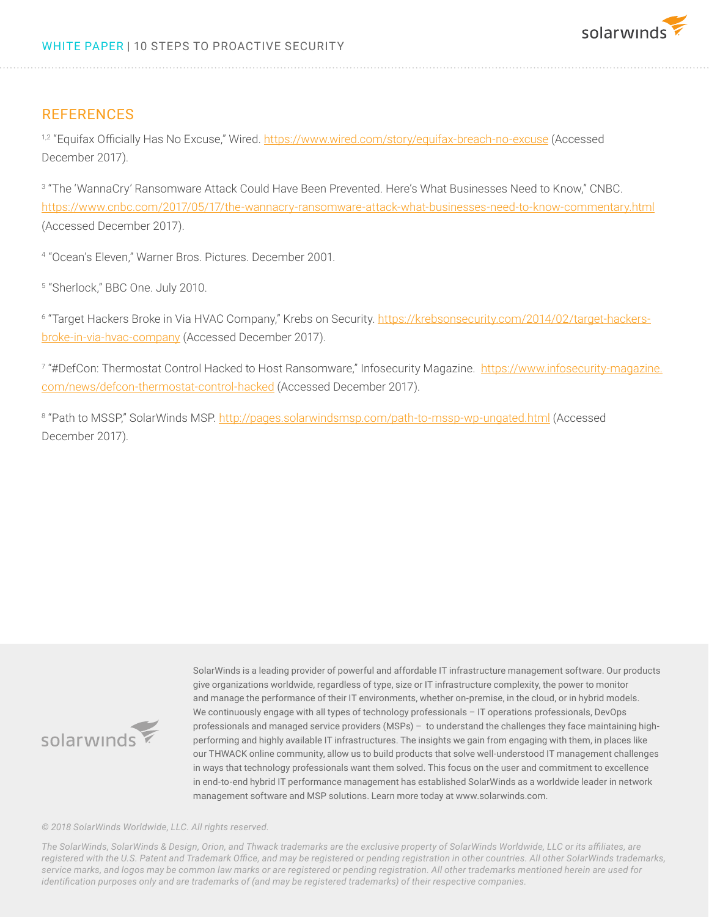## REFERENCES

[1,2] "Equifax Officially Has No Excuse," Wired. https://www.wired.com/story/equifax-breach-no-excuse (Accessed December 2017).

[3] "The 'WannaCry' Ransomware Attack Could Have Been Prevented. Here's What Businesses Need to Know," CNBC. https://www.cnbc.com/2017/05/17/the-wannacry-ransomware-attack-what-businesses-need-to-know-commentary.html (Accessed December 2017).

[4] "Ocean's Eleven," Warner Bros. Pictures. December 2001.

[5] "Sherlock," BBC One. July 2010.

[6] "Target Hackers Broke in Via HVAC Company," Krebs on Security. https://krebsonsecurity.com/2014/02/target-hackers-broke-in-via-hvac-company (Accessed December 2017).

[7] "#DefCon: Thermostat Control Hacked to Host Ransomware," Infosecurity Magazine. https://www.infosecurity-magazine.com/news/defcon-thermostat-control-hacked (Accessed December 2017).

[8] "Path to MSSP," SolarWinds MSP. http://pages.solarwindsmsp.com/path-to-mssp-wp-ungated.html (Accessed December 2017).

SolarWinds is a leading provider of powerful and affordable IT infrastructure management software. Our products give organizations worldwide, regardless of type, size or IT infrastructure complexity, the power to monitor and manage the performance of their IT environments, whether on-premise, in the cloud, or in hybrid models. We continuously engage with all types of technology professionals – IT operations professionals, DevOps professionals and managed service providers (MSPs) – to understand the challenges they face maintaining high-performing and highly available IT infrastructures. The insights we gain from engaging with them, in places like our THWACK online community, allow us to build products that solve well-understood IT management challenges in ways that technology professionals want them solved. This focus on the user and commitment to excellence in end-to-end hybrid IT performance management has established SolarWinds as a worldwide leader in network management software and MSP solutions. Learn more today at www.solarwinds.com.

*© 2018 SolarWinds Worldwide, LLC. All rights reserved.*

*The SolarWinds, SolarWinds & Design, Orion, and Thwack trademarks are the exclusive property of SolarWinds Worldwide, LLC or its affiliates, are registered with the U.S. Patent and Trademark Office, and may be registered or pending registration in other countries. All other SolarWinds trademarks, service marks, and logos may be common law marks or are registered or pending registration. All other trademarks mentioned herein are used for identification purposes only and are trademarks of (and may be registered trademarks) of their respective companies.*